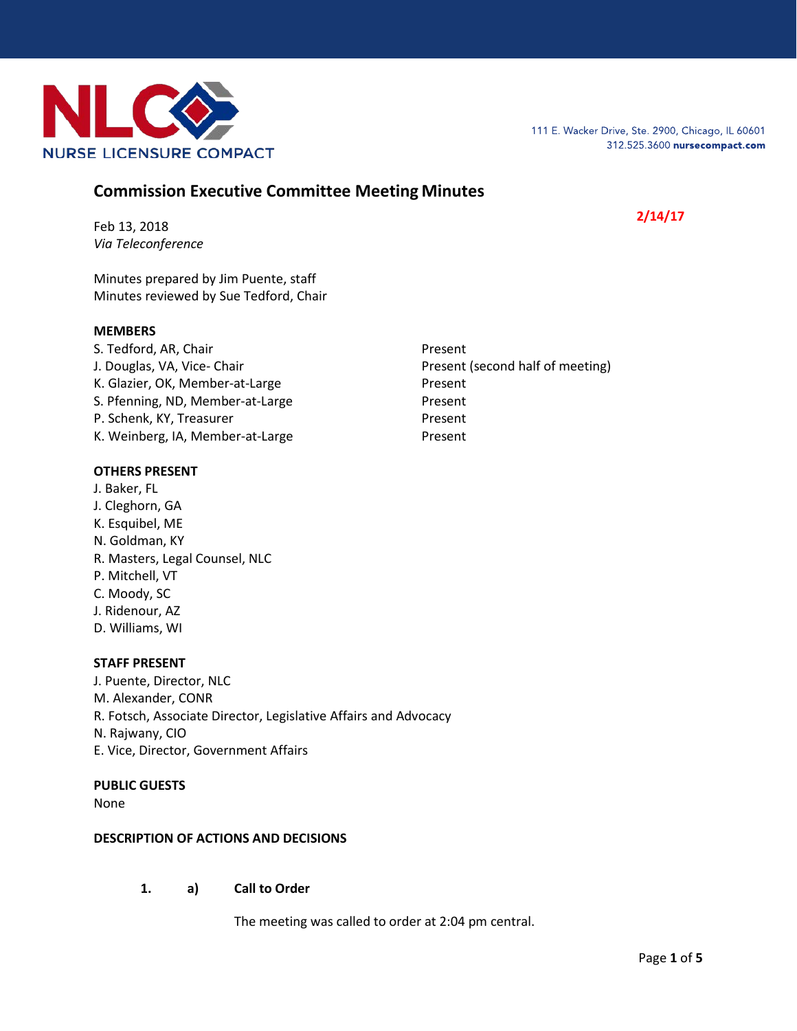NLC NURSE LICENSURE COMPACT

111 E. Wacker Drive, Ste. 2900, Chicago, IL 60601
312.525.3600 **nursecompact.com**

# Commission Executive Committee Meeting Minutes

**2/14/17**

Feb 13, 2018
*Via Teleconference*

Minutes prepared by Jim Puente, staff
Minutes reviewed by Sue Tedford, Chair

**MEMBERS**

| | |
|---|---|
| S. Tedford, AR, Chair | Present |
| J. Douglas, VA, Vice- Chair | Present (second half of meeting) |
| K. Glazier, OK, Member-at-Large | Present |
| S. Pfenning, ND, Member-at-Large | Present |
| P. Schenk, KY, Treasurer | Present |
| K. Weinberg, IA, Member-at-Large | Present |

**OTHERS PRESENT**

J. Baker, FL
J. Cleghorn, GA
K. Esquibel, ME
N. Goldman, KY
R. Masters, Legal Counsel, NLC
P. Mitchell, VT
C. Moody, SC
J. Ridenour, AZ
D. Williams, WI

**STAFF PRESENT**

J. Puente, Director, NLC
M. Alexander, CONR
R. Fotsch, Associate Director, Legislative Affairs and Advocacy
N. Rajwany, CIO
E. Vice, Director, Government Affairs

**PUBLIC GUESTS**

None

**DESCRIPTION OF ACTIONS AND DECISIONS**

**1. a) Call to Order**

The meeting was called to order at 2:04 pm central.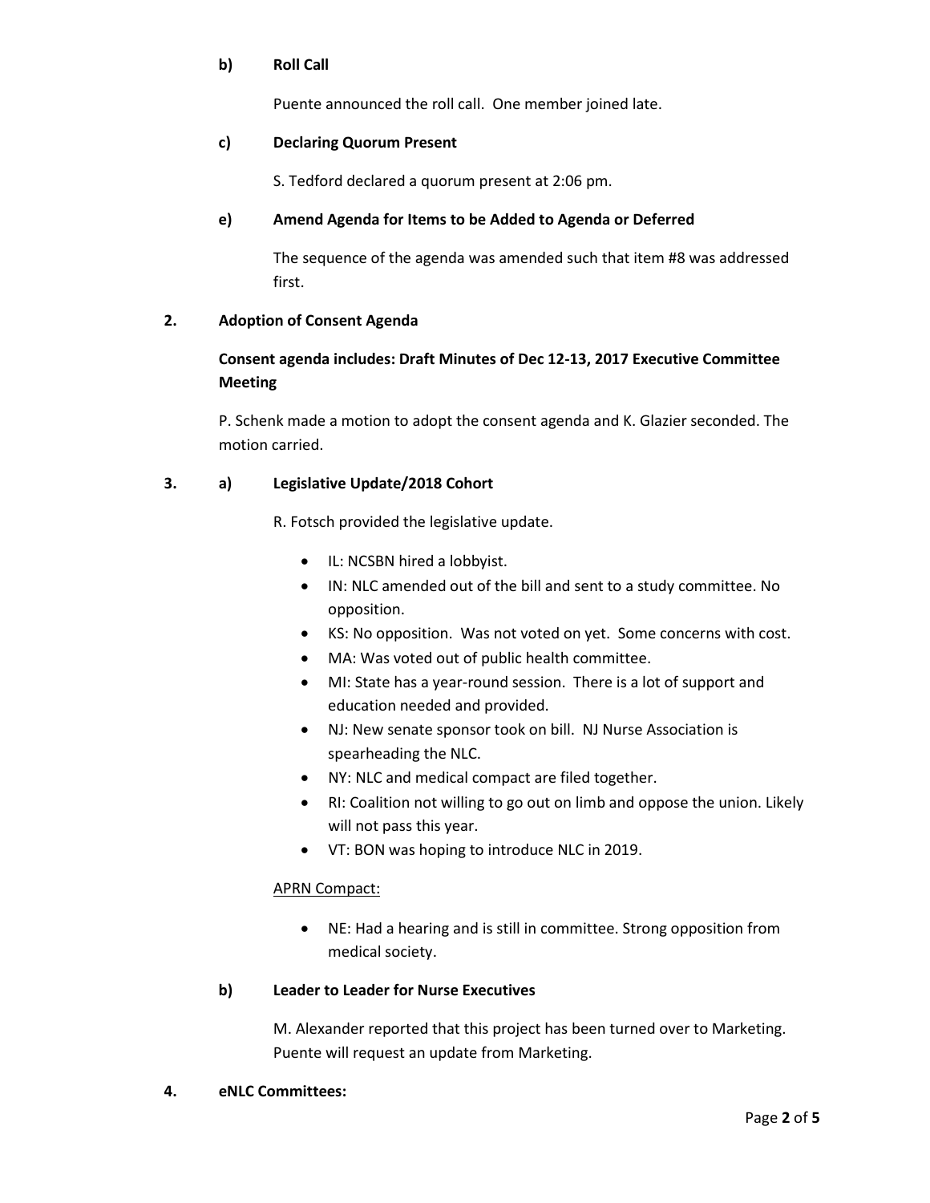**b) Roll Call**

Puente announced the roll call. One member joined late.

**c) Declaring Quorum Present**

S. Tedford declared a quorum present at 2:06 pm.

**e) Amend Agenda for Items to be Added to Agenda or Deferred**

The sequence of the agenda was amended such that item #8 was addressed first.

**2. Adoption of Consent Agenda**

**Consent agenda includes: Draft Minutes of Dec 12-13, 2017 Executive Committee Meeting**

P. Schenk made a motion to adopt the consent agenda and K. Glazier seconded. The motion carried.

**3. a) Legislative Update/2018 Cohort**

R. Fotsch provided the legislative update.

- IL: NCSBN hired a lobbyist.
- IN: NLC amended out of the bill and sent to a study committee. No opposition.
- KS: No opposition. Was not voted on yet. Some concerns with cost.
- MA: Was voted out of public health committee.
- MI: State has a year-round session. There is a lot of support and education needed and provided.
- NJ: New senate sponsor took on bill. NJ Nurse Association is spearheading the NLC.
- NY: NLC and medical compact are filed together.
- RI: Coalition not willing to go out on limb and oppose the union. Likely will not pass this year.
- VT: BON was hoping to introduce NLC in 2019.

APRN Compact:

- NE: Had a hearing and is still in committee. Strong opposition from medical society.

**b) Leader to Leader for Nurse Executives**

M. Alexander reported that this project has been turned over to Marketing. Puente will request an update from Marketing.

**4. eNLC Committees:**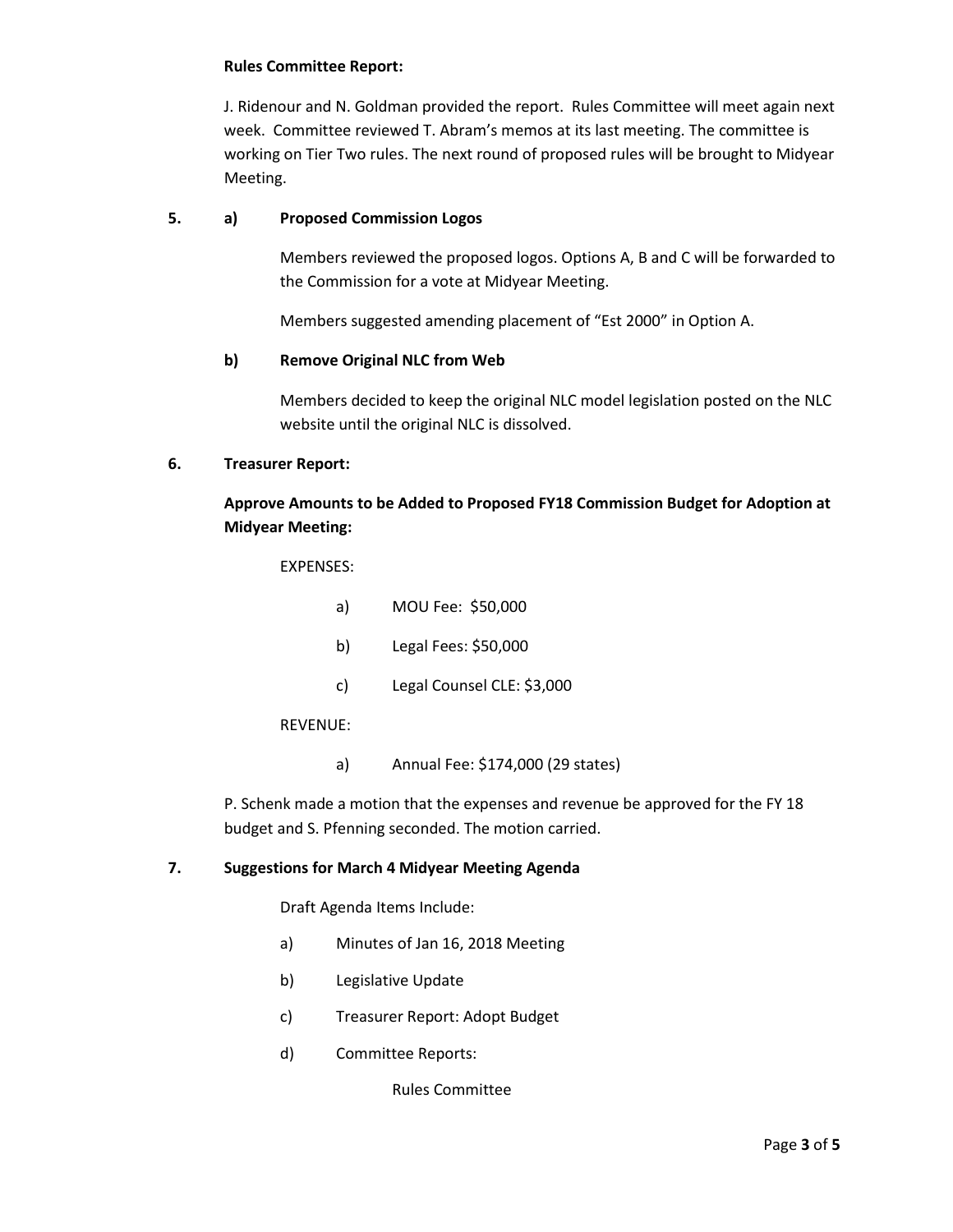**Rules Committee Report:**

J. Ridenour and N. Goldman provided the report. Rules Committee will meet again next week. Committee reviewed T. Abram's memos at its last meeting. The committee is working on Tier Two rules. The next round of proposed rules will be brought to Midyear Meeting.

**5. a) Proposed Commission Logos**

Members reviewed the proposed logos. Options A, B and C will be forwarded to the Commission for a vote at Midyear Meeting.

Members suggested amending placement of "Est 2000" in Option A.

**b) Remove Original NLC from Web**

Members decided to keep the original NLC model legislation posted on the NLC website until the original NLC is dissolved.

**6. Treasurer Report:**

**Approve Amounts to be Added to Proposed FY18 Commission Budget for Adoption at Midyear Meeting:**

EXPENSES:

a) MOU Fee: $50,000

b) Legal Fees: $50,000

c) Legal Counsel CLE: $3,000

REVENUE:

a) Annual Fee: $174,000 (29 states)

P. Schenk made a motion that the expenses and revenue be approved for the FY 18 budget and S. Pfenning seconded. The motion carried.

**7. Suggestions for March 4 Midyear Meeting Agenda**

Draft Agenda Items Include:

a) Minutes of Jan 16, 2018 Meeting

b) Legislative Update

c) Treasurer Report: Adopt Budget

d) Committee Reports:

Rules Committee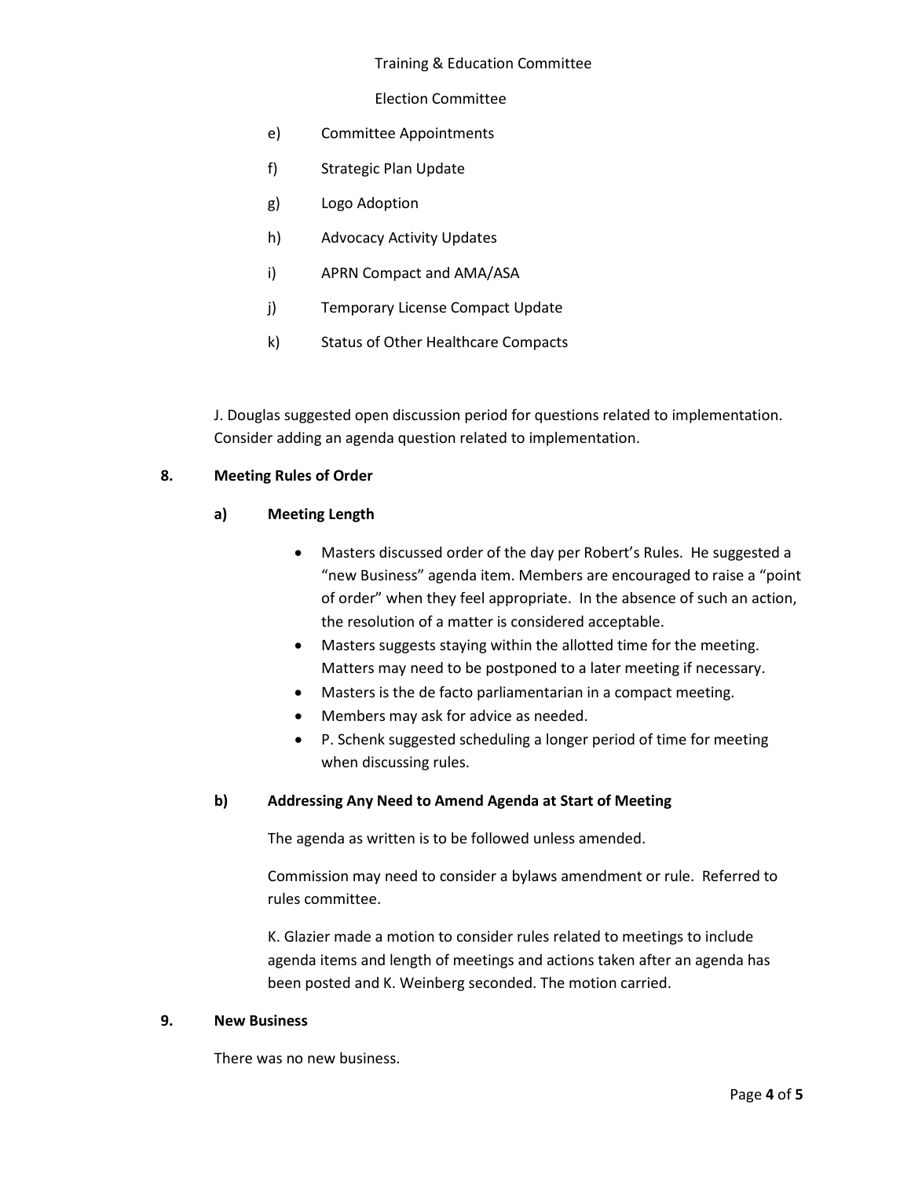Training & Education Committee

Election Committee

e) Committee Appointments

f) Strategic Plan Update

g) Logo Adoption

h) Advocacy Activity Updates

i) APRN Compact and AMA/ASA

j) Temporary License Compact Update

k) Status of Other Healthcare Compacts

J. Douglas suggested open discussion period for questions related to implementation. Consider adding an agenda question related to implementation.

## 8. Meeting Rules of Order

### a) Meeting Length

- Masters discussed order of the day per Robert's Rules. He suggested a "new Business" agenda item. Members are encouraged to raise a "point of order" when they feel appropriate. In the absence of such an action, the resolution of a matter is considered acceptable.
- Masters suggests staying within the allotted time for the meeting. Matters may need to be postponed to a later meeting if necessary.
- Masters is the de facto parliamentarian in a compact meeting.
- Members may ask for advice as needed.
- P. Schenk suggested scheduling a longer period of time for meeting when discussing rules.

### b) Addressing Any Need to Amend Agenda at Start of Meeting

The agenda as written is to be followed unless amended.

Commission may need to consider a bylaws amendment or rule. Referred to rules committee.

K. Glazier made a motion to consider rules related to meetings to include agenda items and length of meetings and actions taken after an agenda has been posted and K. Weinberg seconded. The motion carried.

## 9. New Business

There was no new business.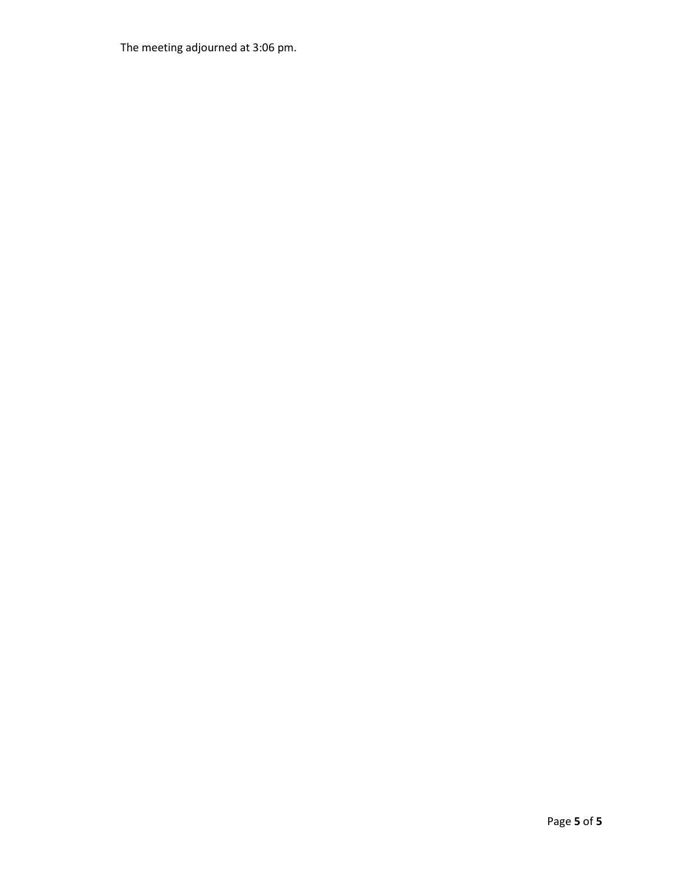The meeting adjourned at 3:06 pm.